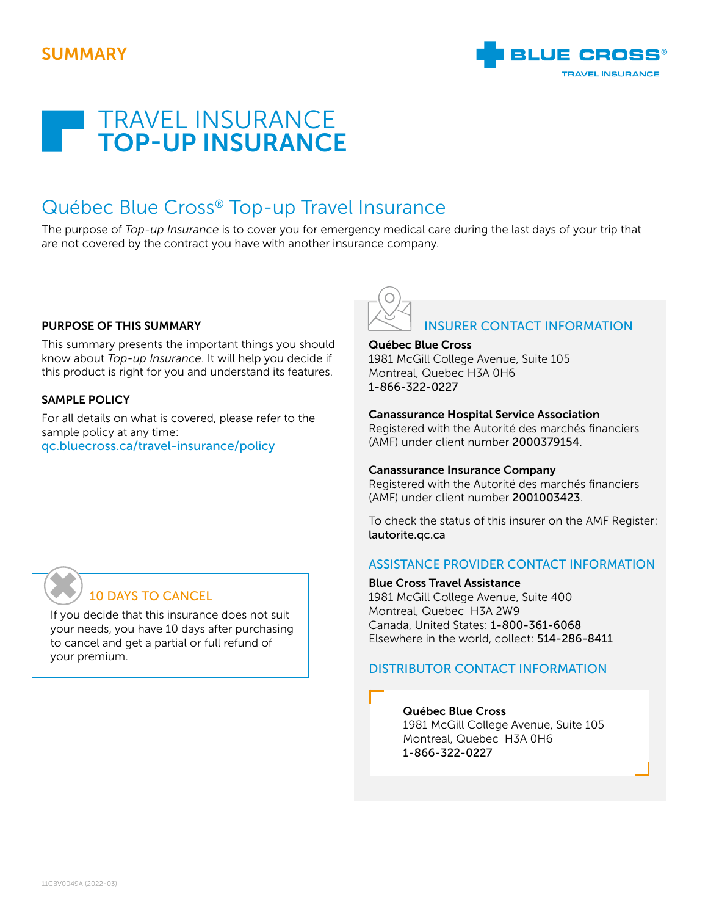SUMMARY

# TRAVEL INSURANCE **TOP-UP INSURANCE**

## Québec Blue Cross® Top-up Travel Insurance

The purpose of *Top-up Insurance* is to cover you for emergency medical care during the last days of your trip that are not covered by the contract you have with another insurance company.

### PURPOSE OF THIS SUMMARY

This summary presents the important things you should know about *Top-up Insurance*. It will help you decide if this product is right for you and understand its features.

### SAMPLE POLICY

For all details on what is covered, please refer to the sample policy at any time:
qc.bluecross.ca/travel-insurance/policy

### 10 DAYS TO CANCEL

If you decide that this insurance does not suit your needs, you have 10 days after purchasing to cancel and get a partial or full refund of your premium.

### INSURER CONTACT INFORMATION

**Québec Blue Cross**
1981 McGill College Avenue, Suite 105
Montreal, Quebec H3A 0H6
1-866-322-0227

**Canassurance Hospital Service Association**
Registered with the Autorité des marchés financiers (AMF) under client number **2000379154**.

**Canassurance Insurance Company**
Registered with the Autorité des marchés financiers (AMF) under client number **2001003423**.

To check the status of this insurer on the AMF Register: lautorite.qc.ca

### ASSISTANCE PROVIDER CONTACT INFORMATION

**Blue Cross Travel Assistance**
1981 McGill College Avenue, Suite 400
Montreal, Quebec H3A 2W9
Canada, United States: **1-800-361-6068**
Elsewhere in the world, collect: **514-286-8411**

### DISTRIBUTOR CONTACT INFORMATION

**Québec Blue Cross**
1981 McGill College Avenue, Suite 105
Montreal, Quebec H3A 0H6
1-866-322-0227

11CBV0049A (2022-03)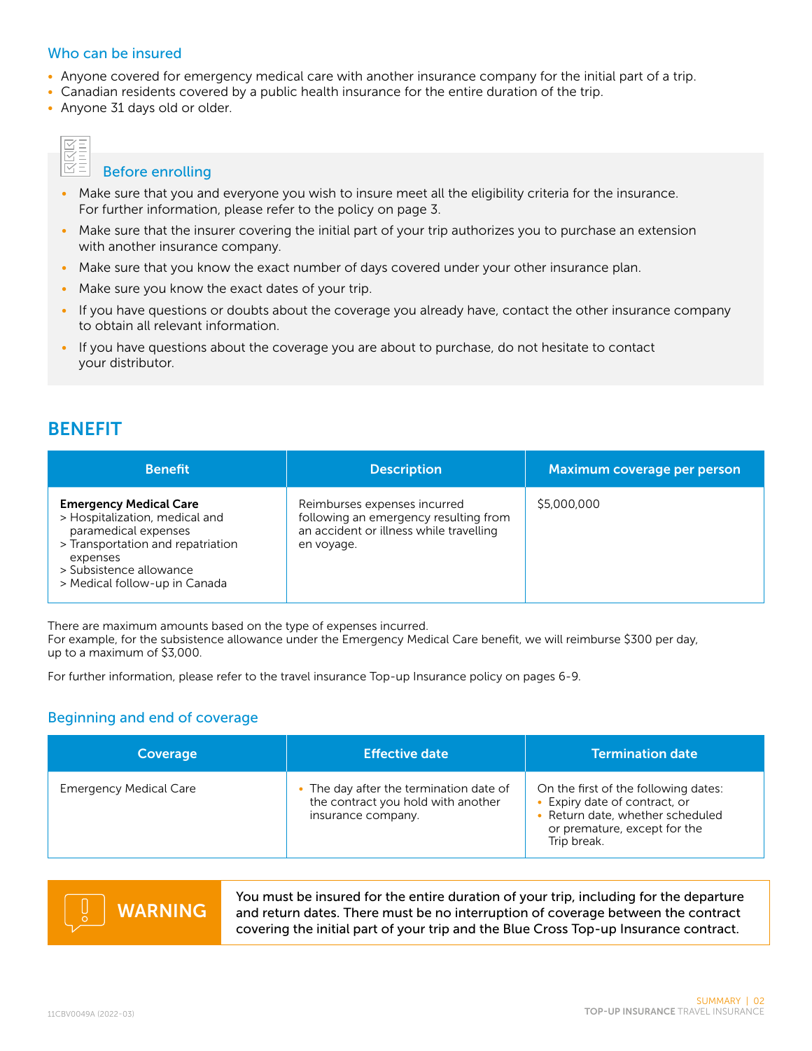### Who can be insured

- Anyone covered for emergency medical care with another insurance company for the initial part of a trip.
- Canadian residents covered by a public health insurance for the entire duration of the trip.
- Anyone 31 days old or older.

### Before enrolling

- Make sure that you and everyone you wish to insure meet all the eligibility criteria for the insurance. For further information, please refer to the policy on page 3.
- Make sure that the insurer covering the initial part of your trip authorizes you to purchase an extension with another insurance company.
- Make sure that you know the exact number of days covered under your other insurance plan.
- Make sure you know the exact dates of your trip.
- If you have questions or doubts about the coverage you already have, contact the other insurance company to obtain all relevant information.
- If you have questions about the coverage you are about to purchase, do not hesitate to contact your distributor.

## BENEFIT

| Benefit | Description | Maximum coverage per person |
|---|---|---|
| **Emergency Medical Care**<br>> Hospitalization, medical and paramedical expenses<br>> Transportation and repatriation expenses<br>> Subsistence allowance<br>> Medical follow-up in Canada | Reimburses expenses incurred following an emergency resulting from an accident or illness while travelling en voyage. | $5,000,000 |

There are maximum amounts based on the type of expenses incurred.
For example, for the subsistence allowance under the Emergency Medical Care benefit, we will reimburse $300 per day, up to a maximum of $3,000.

For further information, please refer to the travel insurance Top-up Insurance policy on pages 6-9.

### Beginning and end of coverage

| Coverage | Effective date | Termination date |
|---|---|---|
| Emergency Medical Care | • The day after the termination date of the contract you hold with another insurance company. | On the first of the following dates:<br>• Expiry date of contract, or<br>• Return date, whether scheduled or premature, except for the Trip break. |

**WARNING**

You must be insured for the entire duration of your trip, including for the departure and return dates. There must be no interruption of coverage between the contract covering the initial part of your trip and the Blue Cross Top-up Insurance contract.

11CBV0049A (2022-03)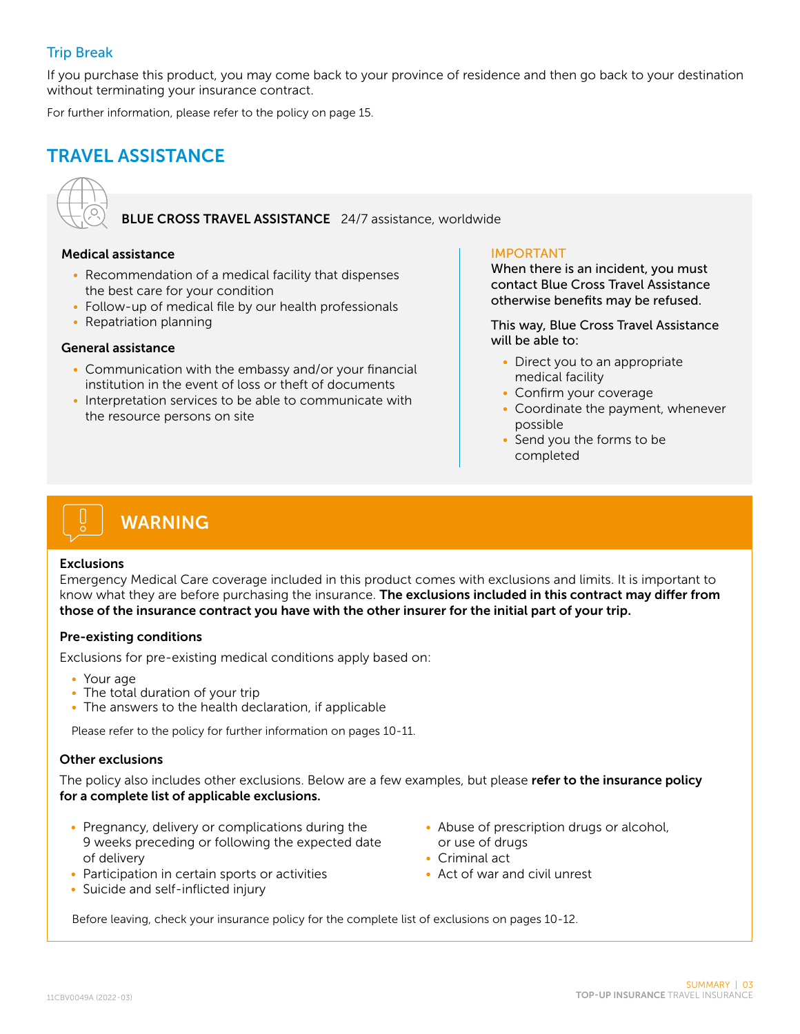### Trip Break

If you purchase this product, you may come back to your province of residence and then go back to your destination without terminating your insurance contract.

For further information, please refer to the policy on page 15.

## TRAVEL ASSISTANCE

**BLUE CROSS TRAVEL ASSISTANCE** 24/7 assistance, worldwide

**Medical assistance**

- Recommendation of a medical facility that dispenses the best care for your condition
- Follow-up of medical file by our health professionals
- Repatriation planning

**General assistance**

- Communication with the embassy and/or your financial institution in the event of loss or theft of documents
- Interpretation services to be able to communicate with the resource persons on site

IMPORTANT

When there is an incident, you must contact Blue Cross Travel Assistance otherwise benefits may be refused.

This way, Blue Cross Travel Assistance will be able to:

- Direct you to an appropriate medical facility
- Confirm your coverage
- Coordinate the payment, whenever possible
- Send you the forms to be completed

## WARNING

**Exclusions**

Emergency Medical Care coverage included in this product comes with exclusions and limits. It is important to know what they are before purchasing the insurance. **The exclusions included in this contract may differ from those of the insurance contract you have with the other insurer for the initial part of your trip.**

**Pre-existing conditions**

Exclusions for pre-existing medical conditions apply based on:

- Your age
- The total duration of your trip
- The answers to the health declaration, if applicable

Please refer to the policy for further information on pages 10-11.

**Other exclusions**

The policy also includes other exclusions. Below are a few examples, but please **refer to the insurance policy for a complete list of applicable exclusions.**

- Pregnancy, delivery or complications during the 9 weeks preceding or following the expected date of delivery
- Participation in certain sports or activities
- Suicide and self-inflicted injury
- Abuse of prescription drugs or alcohol, or use of drugs
- Criminal act
- Act of war and civil unrest

Before leaving, check your insurance policy for the complete list of exclusions on pages 10-12.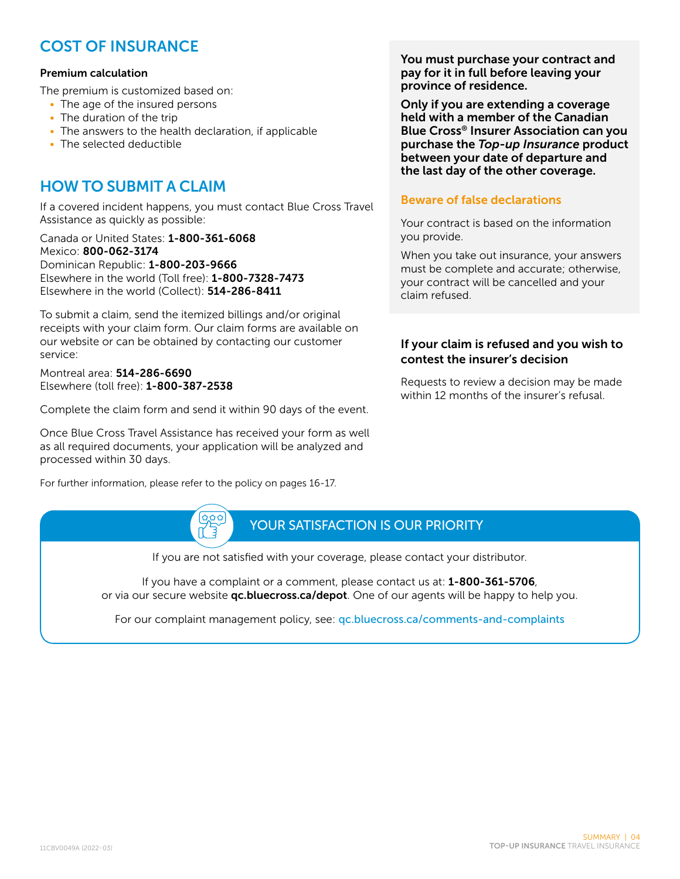## COST OF INSURANCE

**Premium calculation**

The premium is customized based on:

- The age of the insured persons
- The duration of the trip
- The answers to the health declaration, if applicable
- The selected deductible

## HOW TO SUBMIT A CLAIM

If a covered incident happens, you must contact Blue Cross Travel Assistance as quickly as possible:

Canada or United States: **1-800-361-6068**
Mexico: **800-062-3174**
Dominican Republic: **1-800-203-9666**
Elsewhere in the world (Toll free): **1-800-7328-7473**
Elsewhere in the world (Collect): **514-286-8411**

To submit a claim, send the itemized billings and/or original receipts with your claim form. Our claim forms are available on our website or can be obtained by contacting our customer service:

Montreal area: **514-286-6690**
Elsewhere (toll free): **1-800-387-2538**

Complete the claim form and send it within 90 days of the event.

Once Blue Cross Travel Assistance has received your form as well as all required documents, your application will be analyzed and processed within 30 days.

For further information, please refer to the policy on pages 16-17.

**You must purchase your contract and pay for it in full before leaving your province of residence.**

**Only if you are extending a coverage held with a member of the Canadian Blue Cross® Insurer Association can you purchase the *Top-up Insurance* product between your date of departure and the last day of the other coverage.**

### Beware of false declarations

Your contract is based on the information you provide.

When you take out insurance, your answers must be complete and accurate; otherwise, your contract will be cancelled and your claim refused.

### If your claim is refused and you wish to contest the insurer's decision

Requests to review a decision may be made within 12 months of the insurer's refusal.

## YOUR SATISFACTION IS OUR PRIORITY

If you are not satisfied with your coverage, please contact your distributor.

If you have a complaint or a comment, please contact us at: **1-800-361-5706**, or via our secure website **qc.bluecross.ca/depot**. One of our agents will be happy to help you.

For our complaint management policy, see: qc.bluecross.ca/comments-and-complaints

11CBV0049A (2022-03)